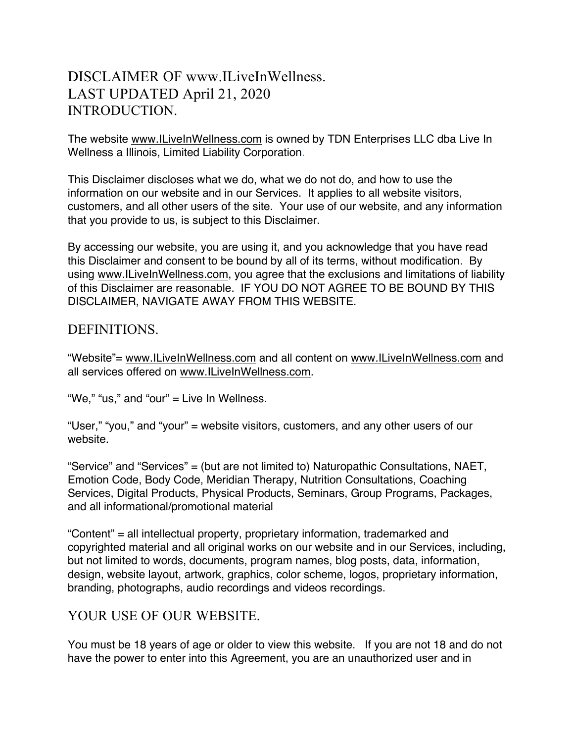# DISCLAIMER OF www.ILiveInWellness.
# LAST UPDATED April 21, 2020
# INTRODUCTION.

The website www.ILiveInWellness.com is owned by TDN Enterprises LLC dba Live In Wellness a Illinois, Limited Liability Corporation.

This Disclaimer discloses what we do, what we do not do, and how to use the information on our website and in our Services. It applies to all website visitors, customers, and all other users of the site. Your use of our website, and any information that you provide to us, is subject to this Disclaimer.

By accessing our website, you are using it, and you acknowledge that you have read this Disclaimer and consent to be bound by all of its terms, without modification. By using www.ILiveInWellness.com, you agree that the exclusions and limitations of liability of this Disclaimer are reasonable. IF YOU DO NOT AGREE TO BE BOUND BY THIS DISCLAIMER, NAVIGATE AWAY FROM THIS WEBSITE.

## DEFINITIONS.

"Website"= www.ILiveInWellness.com and all content on www.ILiveInWellness.com and all services offered on www.ILiveInWellness.com.

"We," "us," and "our" = Live In Wellness.

"User," "you," and "your" = website visitors, customers, and any other users of our website.

"Service" and "Services" = (but are not limited to) Naturopathic Consultations, NAET, Emotion Code, Body Code, Meridian Therapy, Nutrition Consultations, Coaching Services, Digital Products, Physical Products, Seminars, Group Programs, Packages, and all informational/promotional material

"Content" = all intellectual property, proprietary information, trademarked and copyrighted material and all original works on our website and in our Services, including, but not limited to words, documents, program names, blog posts, data, information, design, website layout, artwork, graphics, color scheme, logos, proprietary information, branding, photographs, audio recordings and videos recordings.

## YOUR USE OF OUR WEBSITE.

You must be 18 years of age or older to view this website. If you are not 18 and do not have the power to enter into this Agreement, you are an unauthorized user and in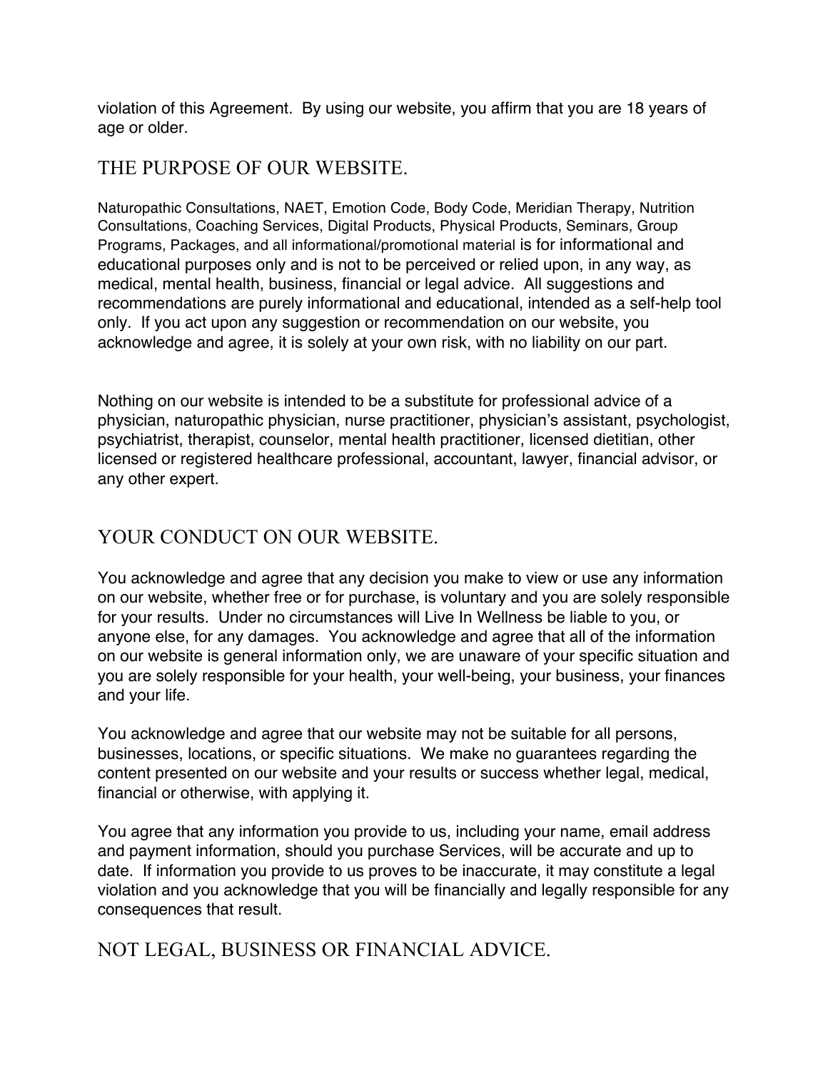violation of this Agreement. By using our website, you affirm that you are 18 years of age or older.

## THE PURPOSE OF OUR WEBSITE.

Naturopathic Consultations, NAET, Emotion Code, Body Code, Meridian Therapy, Nutrition Consultations, Coaching Services, Digital Products, Physical Products, Seminars, Group Programs, Packages, and all informational/promotional material is for informational and educational purposes only and is not to be perceived or relied upon, in any way, as medical, mental health, business, financial or legal advice. All suggestions and recommendations are purely informational and educational, intended as a self-help tool only. If you act upon any suggestion or recommendation on our website, you acknowledge and agree, it is solely at your own risk, with no liability on our part.

Nothing on our website is intended to be a substitute for professional advice of a physician, naturopathic physician, nurse practitioner, physician's assistant, psychologist, psychiatrist, therapist, counselor, mental health practitioner, licensed dietitian, other licensed or registered healthcare professional, accountant, lawyer, financial advisor, or any other expert.

## YOUR CONDUCT ON OUR WEBSITE.

You acknowledge and agree that any decision you make to view or use any information on our website, whether free or for purchase, is voluntary and you are solely responsible for your results. Under no circumstances will Live In Wellness be liable to you, or anyone else, for any damages. You acknowledge and agree that all of the information on our website is general information only, we are unaware of your specific situation and you are solely responsible for your health, your well-being, your business, your finances and your life.

You acknowledge and agree that our website may not be suitable for all persons, businesses, locations, or specific situations. We make no guarantees regarding the content presented on our website and your results or success whether legal, medical, financial or otherwise, with applying it.

You agree that any information you provide to us, including your name, email address and payment information, should you purchase Services, will be accurate and up to date. If information you provide to us proves to be inaccurate, it may constitute a legal violation and you acknowledge that you will be financially and legally responsible for any consequences that result.

## NOT LEGAL, BUSINESS OR FINANCIAL ADVICE.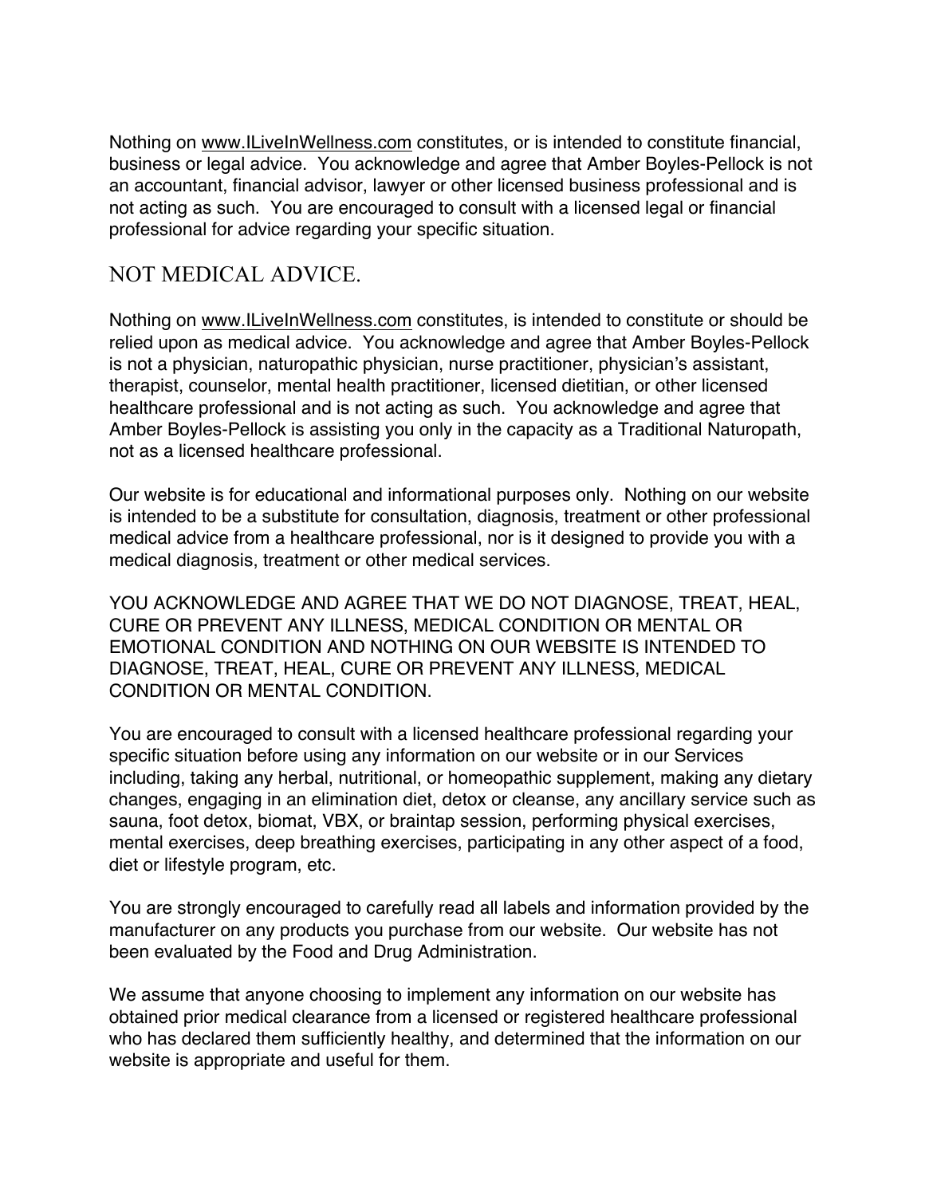Nothing on www.ILiveInWellness.com constitutes, or is intended to constitute financial, business or legal advice. You acknowledge and agree that Amber Boyles-Pellock is not an accountant, financial advisor, lawyer or other licensed business professional and is not acting as such. You are encouraged to consult with a licensed legal or financial professional for advice regarding your specific situation.

## NOT MEDICAL ADVICE.

Nothing on www.ILiveInWellness.com constitutes, is intended to constitute or should be relied upon as medical advice. You acknowledge and agree that Amber Boyles-Pellock is not a physician, naturopathic physician, nurse practitioner, physician's assistant, therapist, counselor, mental health practitioner, licensed dietitian, or other licensed healthcare professional and is not acting as such. You acknowledge and agree that Amber Boyles-Pellock is assisting you only in the capacity as a Traditional Naturopath, not as a licensed healthcare professional.

Our website is for educational and informational purposes only. Nothing on our website is intended to be a substitute for consultation, diagnosis, treatment or other professional medical advice from a healthcare professional, nor is it designed to provide you with a medical diagnosis, treatment or other medical services.

YOU ACKNOWLEDGE AND AGREE THAT WE DO NOT DIAGNOSE, TREAT, HEAL, CURE OR PREVENT ANY ILLNESS, MEDICAL CONDITION OR MENTAL OR EMOTIONAL CONDITION AND NOTHING ON OUR WEBSITE IS INTENDED TO DIAGNOSE, TREAT, HEAL, CURE OR PREVENT ANY ILLNESS, MEDICAL CONDITION OR MENTAL CONDITION.

You are encouraged to consult with a licensed healthcare professional regarding your specific situation before using any information on our website or in our Services including, taking any herbal, nutritional, or homeopathic supplement, making any dietary changes, engaging in an elimination diet, detox or cleanse, any ancillary service such as sauna, foot detox, biomat, VBX, or braintap session, performing physical exercises, mental exercises, deep breathing exercises, participating in any other aspect of a food, diet or lifestyle program, etc.

You are strongly encouraged to carefully read all labels and information provided by the manufacturer on any products you purchase from our website. Our website has not been evaluated by the Food and Drug Administration.

We assume that anyone choosing to implement any information on our website has obtained prior medical clearance from a licensed or registered healthcare professional who has declared them sufficiently healthy, and determined that the information on our website is appropriate and useful for them.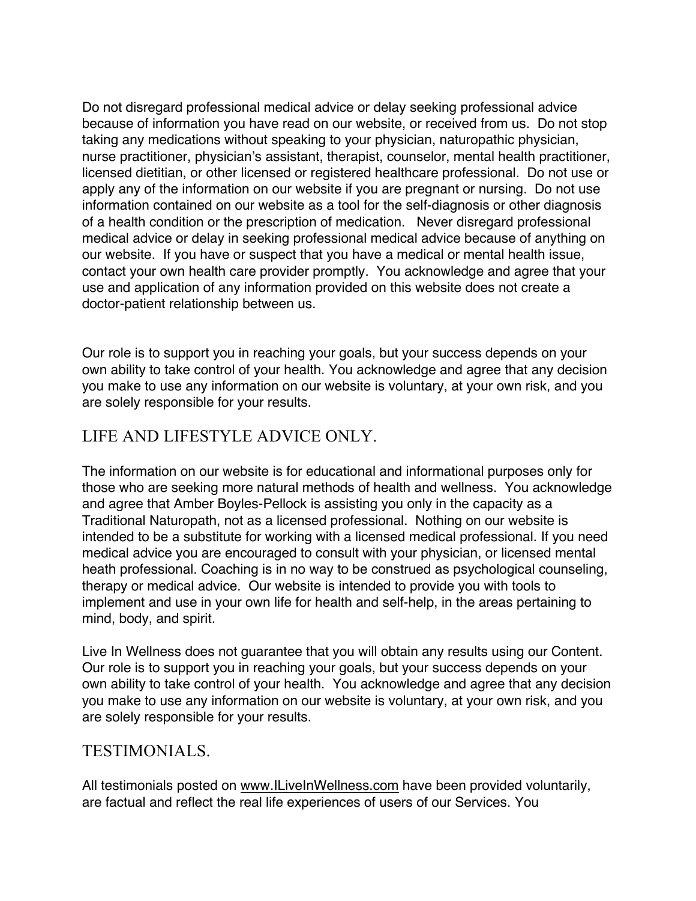Do not disregard professional medical advice or delay seeking professional advice because of information you have read on our website, or received from us. Do not stop taking any medications without speaking to your physician, naturopathic physician, nurse practitioner, physician's assistant, therapist, counselor, mental health practitioner, licensed dietitian, or other licensed or registered healthcare professional. Do not use or apply any of the information on our website if you are pregnant or nursing. Do not use information contained on our website as a tool for the self-diagnosis or other diagnosis of a health condition or the prescription of medication. Never disregard professional medical advice or delay in seeking professional medical advice because of anything on our website. If you have or suspect that you have a medical or mental health issue, contact your own health care provider promptly. You acknowledge and agree that your use and application of any information provided on this website does not create a doctor-patient relationship between us.

Our role is to support you in reaching your goals, but your success depends on your own ability to take control of your health. You acknowledge and agree that any decision you make to use any information on our website is voluntary, at your own risk, and you are solely responsible for your results.

## LIFE AND LIFESTYLE ADVICE ONLY.

The information on our website is for educational and informational purposes only for those who are seeking more natural methods of health and wellness. You acknowledge and agree that Amber Boyles-Pellock is assisting you only in the capacity as a Traditional Naturopath, not as a licensed professional. Nothing on our website is intended to be a substitute for working with a licensed medical professional. If you need medical advice you are encouraged to consult with your physician, or licensed mental heath professional. Coaching is in no way to be construed as psychological counseling, therapy or medical advice. Our website is intended to provide you with tools to implement and use in your own life for health and self-help, in the areas pertaining to mind, body, and spirit.

Live In Wellness does not guarantee that you will obtain any results using our Content. Our role is to support you in reaching your goals, but your success depends on your own ability to take control of your health. You acknowledge and agree that any decision you make to use any information on our website is voluntary, at your own risk, and you are solely responsible for your results.

## TESTIMONIALS.

All testimonials posted on www.ILiveInWellness.com have been provided voluntarily, are factual and reflect the real life experiences of users of our Services. You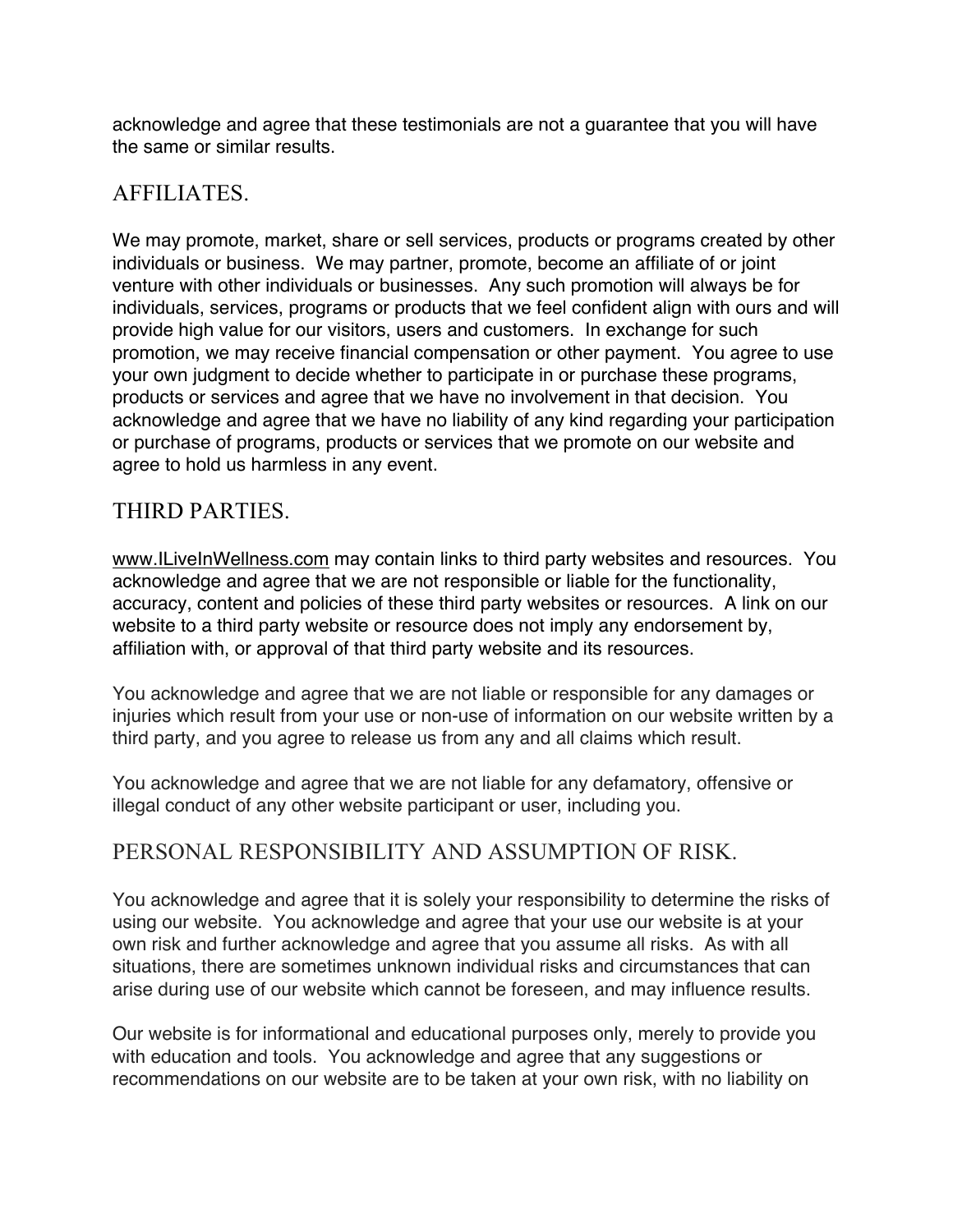acknowledge and agree that these testimonials are not a guarantee that you will have the same or similar results.

## AFFILIATES.

We may promote, market, share or sell services, products or programs created by other individuals or business. We may partner, promote, become an affiliate of or joint venture with other individuals or businesses. Any such promotion will always be for individuals, services, programs or products that we feel confident align with ours and will provide high value for our visitors, users and customers. In exchange for such promotion, we may receive financial compensation or other payment. You agree to use your own judgment to decide whether to participate in or purchase these programs, products or services and agree that we have no involvement in that decision. You acknowledge and agree that we have no liability of any kind regarding your participation or purchase of programs, products or services that we promote on our website and agree to hold us harmless in any event.

## THIRD PARTIES.

www.ILiveInWellness.com may contain links to third party websites and resources. You acknowledge and agree that we are not responsible or liable for the functionality, accuracy, content and policies of these third party websites or resources. A link on our website to a third party website or resource does not imply any endorsement by, affiliation with, or approval of that third party website and its resources.

You acknowledge and agree that we are not liable or responsible for any damages or injuries which result from your use or non-use of information on our website written by a third party, and you agree to release us from any and all claims which result.

You acknowledge and agree that we are not liable for any defamatory, offensive or illegal conduct of any other website participant or user, including you.

## PERSONAL RESPONSIBILITY AND ASSUMPTION OF RISK.

You acknowledge and agree that it is solely your responsibility to determine the risks of using our website. You acknowledge and agree that your use our website is at your own risk and further acknowledge and agree that you assume all risks. As with all situations, there are sometimes unknown individual risks and circumstances that can arise during use of our website which cannot be foreseen, and may influence results.

Our website is for informational and educational purposes only, merely to provide you with education and tools. You acknowledge and agree that any suggestions or recommendations on our website are to be taken at your own risk, with no liability on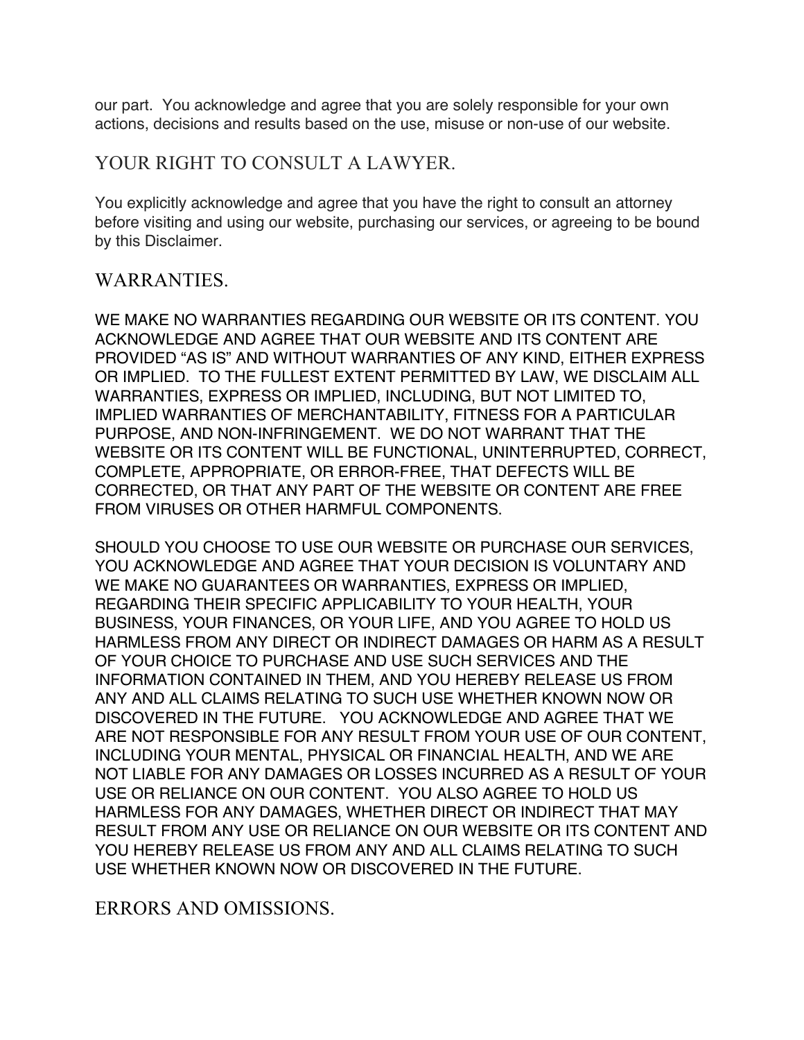our part. You acknowledge and agree that you are solely responsible for your own actions, decisions and results based on the use, misuse or non-use of our website.

## YOUR RIGHT TO CONSULT A LAWYER.

You explicitly acknowledge and agree that you have the right to consult an attorney before visiting and using our website, purchasing our services, or agreeing to be bound by this Disclaimer.

## WARRANTIES.

WE MAKE NO WARRANTIES REGARDING OUR WEBSITE OR ITS CONTENT. YOU ACKNOWLEDGE AND AGREE THAT OUR WEBSITE AND ITS CONTENT ARE PROVIDED "AS IS" AND WITHOUT WARRANTIES OF ANY KIND, EITHER EXPRESS OR IMPLIED. TO THE FULLEST EXTENT PERMITTED BY LAW, WE DISCLAIM ALL WARRANTIES, EXPRESS OR IMPLIED, INCLUDING, BUT NOT LIMITED TO, IMPLIED WARRANTIES OF MERCHANTABILITY, FITNESS FOR A PARTICULAR PURPOSE, AND NON-INFRINGEMENT. WE DO NOT WARRANT THAT THE WEBSITE OR ITS CONTENT WILL BE FUNCTIONAL, UNINTERRUPTED, CORRECT, COMPLETE, APPROPRIATE, OR ERROR-FREE, THAT DEFECTS WILL BE CORRECTED, OR THAT ANY PART OF THE WEBSITE OR CONTENT ARE FREE FROM VIRUSES OR OTHER HARMFUL COMPONENTS.

SHOULD YOU CHOOSE TO USE OUR WEBSITE OR PURCHASE OUR SERVICES, YOU ACKNOWLEDGE AND AGREE THAT YOUR DECISION IS VOLUNTARY AND WE MAKE NO GUARANTEES OR WARRANTIES, EXPRESS OR IMPLIED, REGARDING THEIR SPECIFIC APPLICABILITY TO YOUR HEALTH, YOUR BUSINESS, YOUR FINANCES, OR YOUR LIFE, AND YOU AGREE TO HOLD US HARMLESS FROM ANY DIRECT OR INDIRECT DAMAGES OR HARM AS A RESULT OF YOUR CHOICE TO PURCHASE AND USE SUCH SERVICES AND THE INFORMATION CONTAINED IN THEM, AND YOU HEREBY RELEASE US FROM ANY AND ALL CLAIMS RELATING TO SUCH USE WHETHER KNOWN NOW OR DISCOVERED IN THE FUTURE. YOU ACKNOWLEDGE AND AGREE THAT WE ARE NOT RESPONSIBLE FOR ANY RESULT FROM YOUR USE OF OUR CONTENT, INCLUDING YOUR MENTAL, PHYSICAL OR FINANCIAL HEALTH, AND WE ARE NOT LIABLE FOR ANY DAMAGES OR LOSSES INCURRED AS A RESULT OF YOUR USE OR RELIANCE ON OUR CONTENT. YOU ALSO AGREE TO HOLD US HARMLESS FOR ANY DAMAGES, WHETHER DIRECT OR INDIRECT THAT MAY RESULT FROM ANY USE OR RELIANCE ON OUR WEBSITE OR ITS CONTENT AND YOU HEREBY RELEASE US FROM ANY AND ALL CLAIMS RELATING TO SUCH USE WHETHER KNOWN NOW OR DISCOVERED IN THE FUTURE.

## ERRORS AND OMISSIONS.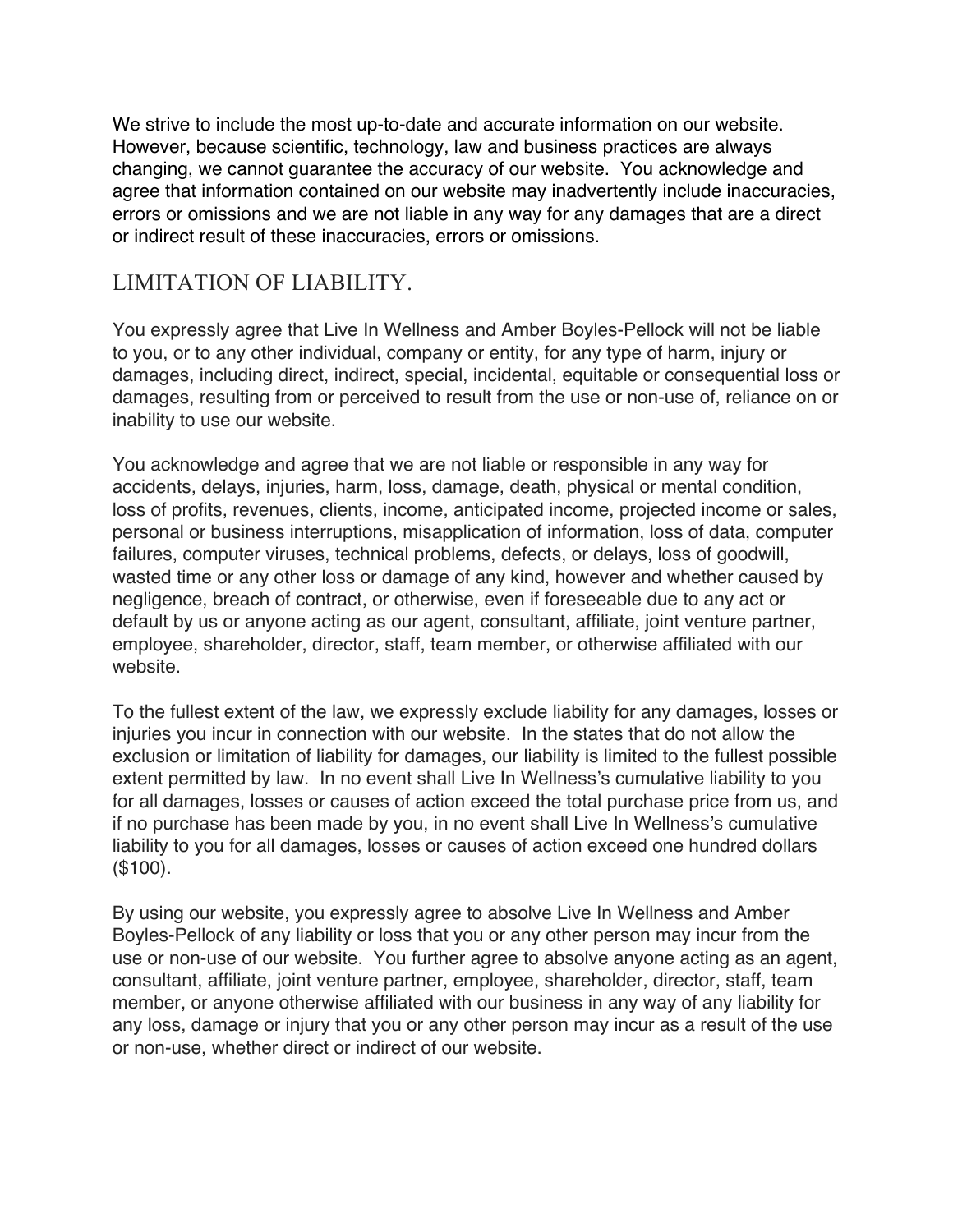We strive to include the most up-to-date and accurate information on our website. However, because scientific, technology, law and business practices are always changing, we cannot guarantee the accuracy of our website. You acknowledge and agree that information contained on our website may inadvertently include inaccuracies, errors or omissions and we are not liable in any way for any damages that are a direct or indirect result of these inaccuracies, errors or omissions.

## LIMITATION OF LIABILITY.

You expressly agree that Live In Wellness and Amber Boyles-Pellock will not be liable to you, or to any other individual, company or entity, for any type of harm, injury or damages, including direct, indirect, special, incidental, equitable or consequential loss or damages, resulting from or perceived to result from the use or non-use of, reliance on or inability to use our website.

You acknowledge and agree that we are not liable or responsible in any way for accidents, delays, injuries, harm, loss, damage, death, physical or mental condition, loss of profits, revenues, clients, income, anticipated income, projected income or sales, personal or business interruptions, misapplication of information, loss of data, computer failures, computer viruses, technical problems, defects, or delays, loss of goodwill, wasted time or any other loss or damage of any kind, however and whether caused by negligence, breach of contract, or otherwise, even if foreseeable due to any act or default by us or anyone acting as our agent, consultant, affiliate, joint venture partner, employee, shareholder, director, staff, team member, or otherwise affiliated with our website.

To the fullest extent of the law, we expressly exclude liability for any damages, losses or injuries you incur in connection with our website. In the states that do not allow the exclusion or limitation of liability for damages, our liability is limited to the fullest possible extent permitted by law. In no event shall Live In Wellness's cumulative liability to you for all damages, losses or causes of action exceed the total purchase price from us, and if no purchase has been made by you, in no event shall Live In Wellness's cumulative liability to you for all damages, losses or causes of action exceed one hundred dollars ($100).

By using our website, you expressly agree to absolve Live In Wellness and Amber Boyles-Pellock of any liability or loss that you or any other person may incur from the use or non-use of our website. You further agree to absolve anyone acting as an agent, consultant, affiliate, joint venture partner, employee, shareholder, director, staff, team member, or anyone otherwise affiliated with our business in any way of any liability for any loss, damage or injury that you or any other person may incur as a result of the use or non-use, whether direct or indirect of our website.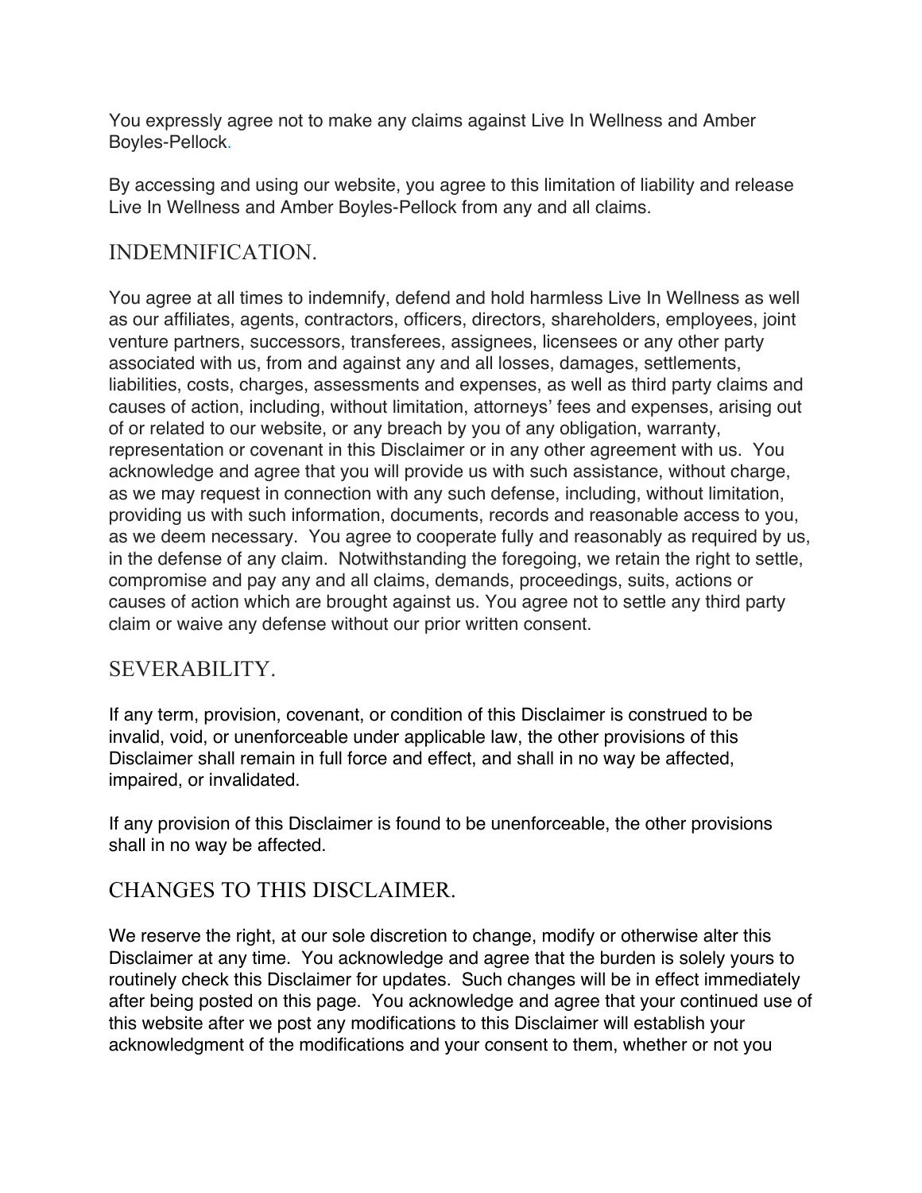You expressly agree not to make any claims against Live In Wellness and Amber Boyles-Pellock.

By accessing and using our website, you agree to this limitation of liability and release Live In Wellness and Amber Boyles-Pellock from any and all claims.

## INDEMNIFICATION.

You agree at all times to indemnify, defend and hold harmless Live In Wellness as well as our affiliates, agents, contractors, officers, directors, shareholders, employees, joint venture partners, successors, transferees, assignees, licensees or any other party associated with us, from and against any and all losses, damages, settlements, liabilities, costs, charges, assessments and expenses, as well as third party claims and causes of action, including, without limitation, attorneys' fees and expenses, arising out of or related to our website, or any breach by you of any obligation, warranty, representation or covenant in this Disclaimer or in any other agreement with us. You acknowledge and agree that you will provide us with such assistance, without charge, as we may request in connection with any such defense, including, without limitation, providing us with such information, documents, records and reasonable access to you, as we deem necessary. You agree to cooperate fully and reasonably as required by us, in the defense of any claim. Notwithstanding the foregoing, we retain the right to settle, compromise and pay any and all claims, demands, proceedings, suits, actions or causes of action which are brought against us. You agree not to settle any third party claim or waive any defense without our prior written consent.

## SEVERABILITY.

If any term, provision, covenant, or condition of this Disclaimer is construed to be invalid, void, or unenforceable under applicable law, the other provisions of this Disclaimer shall remain in full force and effect, and shall in no way be affected, impaired, or invalidated.

If any provision of this Disclaimer is found to be unenforceable, the other provisions shall in no way be affected.

## CHANGES TO THIS DISCLAIMER.

We reserve the right, at our sole discretion to change, modify or otherwise alter this Disclaimer at any time. You acknowledge and agree that the burden is solely yours to routinely check this Disclaimer for updates. Such changes will be in effect immediately after being posted on this page. You acknowledge and agree that your continued use of this website after we post any modifications to this Disclaimer will establish your acknowledgment of the modifications and your consent to them, whether or not you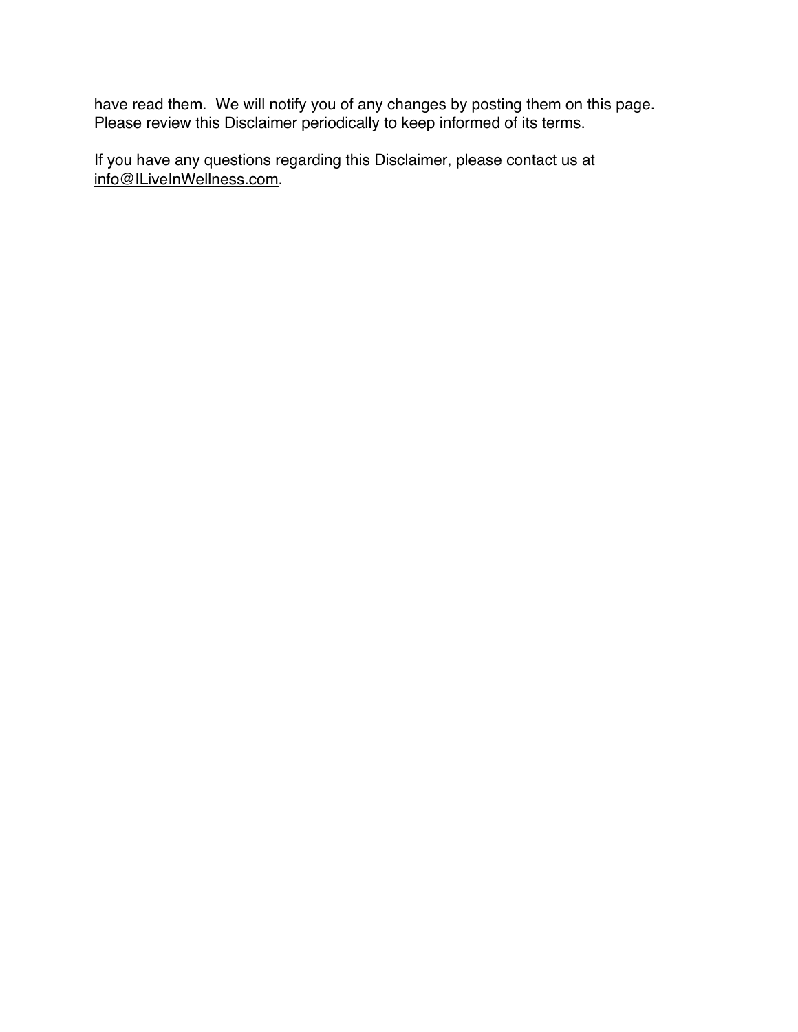have read them. We will notify you of any changes by posting them on this page. Please review this Disclaimer periodically to keep informed of its terms.

If you have any questions regarding this Disclaimer, please contact us at info@ILiveInWellness.com.